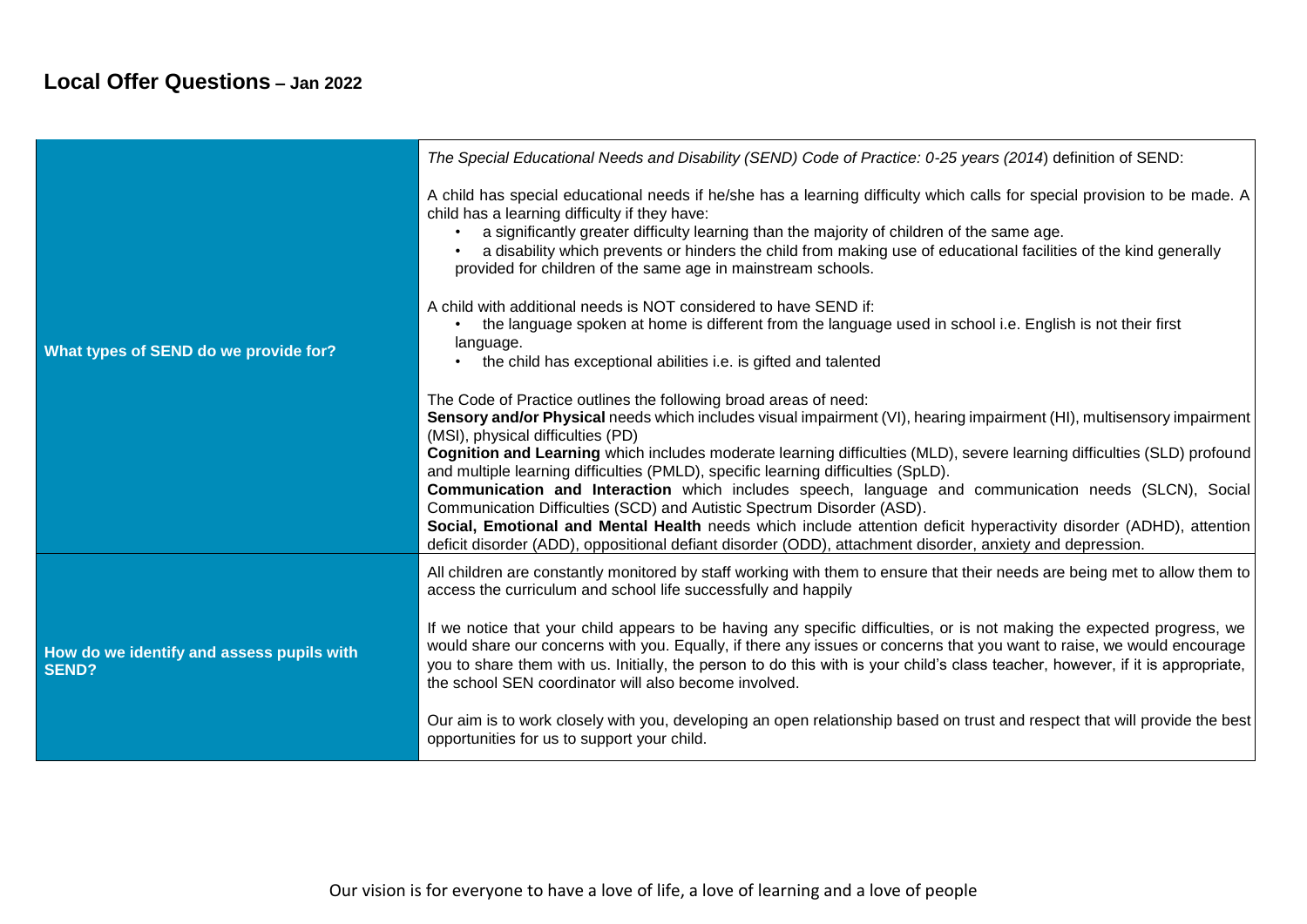# Local Offer Questions – Jan 2022

| | |
|---|---|
| **What types of SEND do we provide for?** | *The Special Educational Needs and Disability (SEND) Code of Practice: 0-25 years (2014*) definition of SEND:<br><br>A child has special educational needs if he/she has a learning difficulty which calls for special provision to be made. A child has a learning difficulty if they have:<br>• a significantly greater difficulty learning than the majority of children of the same age.<br>• a disability which prevents or hinders the child from making use of educational facilities of the kind generally provided for children of the same age in mainstream schools.<br><br>A child with additional needs is NOT considered to have SEND if:<br>• the language spoken at home is different from the language used in school i.e. English is not their first language.<br>• the child has exceptional abilities i.e. is gifted and talented<br><br>The Code of Practice outlines the following broad areas of need:<br>**Sensory and/or Physical** needs which includes visual impairment (VI), hearing impairment (HI), multisensory impairment (MSI), physical difficulties (PD)<br>**Cognition and Learning** which includes moderate learning difficulties (MLD), severe learning difficulties (SLD) profound and multiple learning difficulties (PMLD), specific learning difficulties (SpLD).<br>**Communication and Interaction** which includes speech, language and communication needs (SLCN), Social Communication Difficulties (SCD) and Autistic Spectrum Disorder (ASD).<br>**Social, Emotional and Mental Health** needs which include attention deficit hyperactivity disorder (ADHD), attention deficit disorder (ADD), oppositional defiant disorder (ODD), attachment disorder, anxiety and depression. |
| **How do we identify and assess pupils with SEND?** | All children are constantly monitored by staff working with them to ensure that their needs are being met to allow them to access the curriculum and school life successfully and happily<br><br>If we notice that your child appears to be having any specific difficulties, or is not making the expected progress, we would share our concerns with you. Equally, if there any issues or concerns that you want to raise, we would encourage you to share them with us. Initially, the person to do this with is your child's class teacher, however, if it is appropriate, the school SEN coordinator will also become involved.<br><br>Our aim is to work closely with you, developing an open relationship based on trust and respect that will provide the best opportunities for us to support your child. |

Our vision is for everyone to have a love of life, a love of learning and a love of people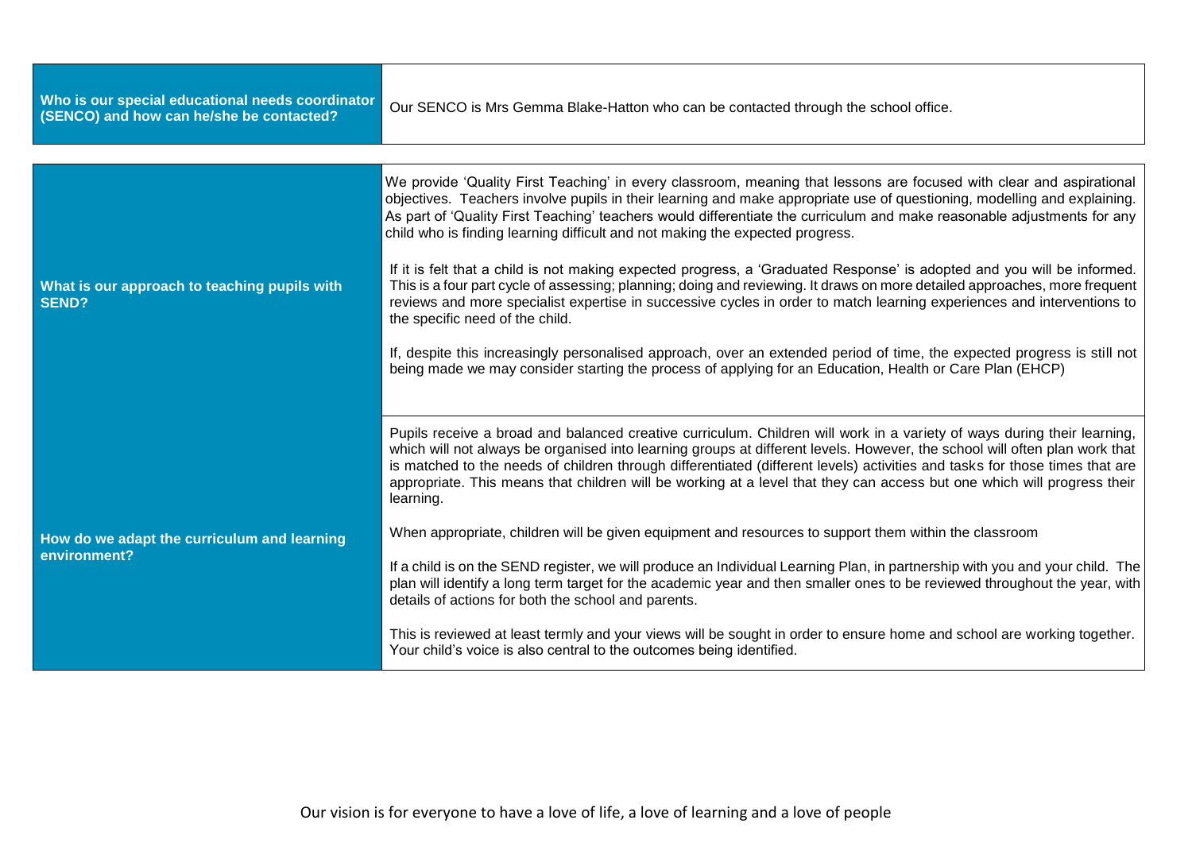| Who is our special educational needs coordinator (SENCO) and how can he/she be contacted? | Our SENCO is Mrs Gemma Blake-Hatton who can be contacted through the school office. |
|---|---|

| What is our approach to teaching pupils with SEND? | We provide 'Quality First Teaching' in every classroom, meaning that lessons are focused with clear and aspirational objectives. Teachers involve pupils in their learning and make appropriate use of questioning, modelling and explaining. As part of 'Quality First Teaching' teachers would differentiate the curriculum and make reasonable adjustments for any child who is finding learning difficult and not making the expected progress.<br><br>If it is felt that a child is not making expected progress, a 'Graduated Response' is adopted and you will be informed. This is a four part cycle of assessing; planning; doing and reviewing. It draws on more detailed approaches, more frequent reviews and more specialist expertise in successive cycles in order to match learning experiences and interventions to the specific need of the child.<br><br>If, despite this increasingly personalised approach, over an extended period of time, the expected progress is still not being made we may consider starting the process of applying for an Education, Health or Care Plan (EHCP) |
|---|---|
| How do we adapt the curriculum and learning environment? | Pupils receive a broad and balanced creative curriculum. Children will work in a variety of ways during their learning, which will not always be organised into learning groups at different levels. However, the school will often plan work that is matched to the needs of children through differentiated (different levels) activities and tasks for those times that are appropriate. This means that children will be working at a level that they can access but one which will progress their learning.<br><br>When appropriate, children will be given equipment and resources to support them within the classroom<br><br>If a child is on the SEND register, we will produce an Individual Learning Plan, in partnership with you and your child. The plan will identify a long term target for the academic year and then smaller ones to be reviewed throughout the year, with details of actions for both the school and parents.<br><br>This is reviewed at least termly and your views will be sought in order to ensure home and school are working together. Your child's voice is also central to the outcomes being identified. |

Our vision is for everyone to have a love of life, a love of learning and a love of people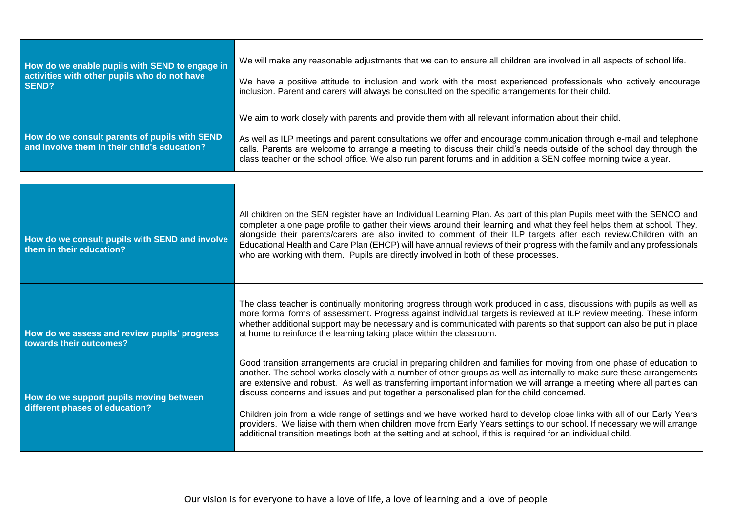| How do we enable pupils with SEND to engage in activities with other pupils who do not have SEND? | We will make any reasonable adjustments that we can to ensure all children are involved in all aspects of school life.<br><br>We have a positive attitude to inclusion and work with the most experienced professionals who actively encourage inclusion. Parent and carers will always be consulted on the specific arrangements for their child. |
|---|---|
| How do we consult parents of pupils with SEND and involve them in their child's education? | We aim to work closely with parents and provide them with all relevant information about their child.<br><br>As well as ILP meetings and parent consultations we offer and encourage communication through e-mail and telephone calls. Parents are welcome to arrange a meeting to discuss their child's needs outside of the school day through the class teacher or the school office. We also run parent forums and in addition a SEN coffee morning twice a year. |

| | |
|---|---|
| How do we consult pupils with SEND and involve them in their education? | All children on the SEN register have an Individual Learning Plan. As part of this plan Pupils meet with the SENCO and completer a one page profile to gather their views around their learning and what they feel helps them at school. They, alongside their parents/carers are also invited to comment of their ILP targets after each review.Children with an Educational Health and Care Plan (EHCP) will have annual reviews of their progress with the family and any professionals who are working with them. Pupils are directly involved in both of these processes. |
| How do we assess and review pupils' progress towards their outcomes? | The class teacher is continually monitoring progress through work produced in class, discussions with pupils as well as more formal forms of assessment. Progress against individual targets is reviewed at ILP review meeting. These inform whether additional support may be necessary and is communicated with parents so that support can also be put in place at home to reinforce the learning taking place within the classroom. |
| How do we support pupils moving between different phases of education? | Good transition arrangements are crucial in preparing children and families for moving from one phase of education to another. The school works closely with a number of other groups as well as internally to make sure these arrangements are extensive and robust. As well as transferring important information we will arrange a meeting where all parties can discuss concerns and issues and put together a personalised plan for the child concerned.<br><br>Children join from a wide range of settings and we have worked hard to develop close links with all of our Early Years providers. We liaise with them when children move from Early Years settings to our school. If necessary we will arrange additional transition meetings both at the setting and at school, if this is required for an individual child. |

Our vision is for everyone to have a love of life, a love of learning and a love of people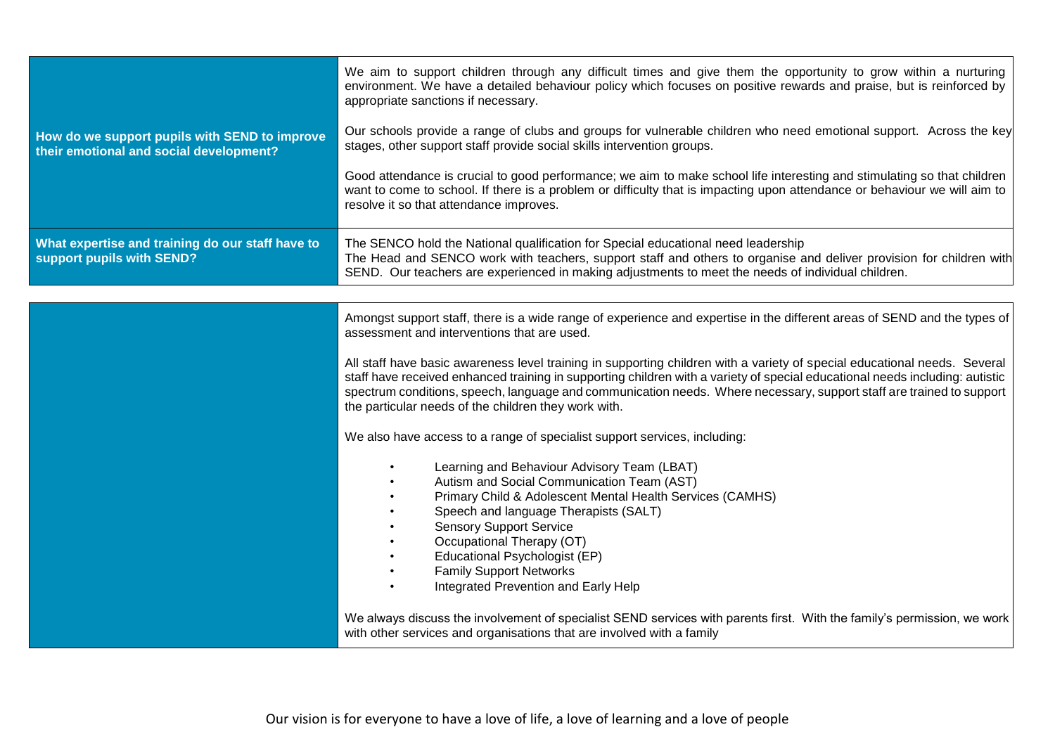| | |
|---|---|
| **How do we support pupils with SEND to improve their emotional and social development?** | We aim to support children through any difficult times and give them the opportunity to grow within a nurturing environment. We have a detailed behaviour policy which focuses on positive rewards and praise, but is reinforced by appropriate sanctions if necessary.<br><br>Our schools provide a range of clubs and groups for vulnerable children who need emotional support. Across the key stages, other support staff provide social skills intervention groups.<br><br>Good attendance is crucial to good performance; we aim to make school life interesting and stimulating so that children want to come to school. If there is a problem or difficulty that is impacting upon attendance or behaviour we will aim to resolve it so that attendance improves. |
| **What expertise and training do our staff have to support pupils with SEND?** | The SENCO hold the National qualification for Special educational need leadership<br>The Head and SENCO work with teachers, support staff and others to organise and deliver provision for children with SEND. Our teachers are experienced in making adjustments to meet the needs of individual children. |

| | |
|---|---|
| | Amongst support staff, there is a wide range of experience and expertise in the different areas of SEND and the types of assessment and interventions that are used.<br><br>All staff have basic awareness level training in supporting children with a variety of special educational needs. Several staff have received enhanced training in supporting children with a variety of special educational needs including: autistic spectrum conditions, speech, language and communication needs. Where necessary, support staff are trained to support the particular needs of the children they work with.<br><br>We also have access to a range of specialist support services, including:<br><br>• Learning and Behaviour Advisory Team (LBAT)<br>• Autism and Social Communication Team (AST)<br>• Primary Child & Adolescent Mental Health Services (CAMHS)<br>• Speech and language Therapists (SALT)<br>• Sensory Support Service<br>• Occupational Therapy (OT)<br>• Educational Psychologist (EP)<br>• Family Support Networks<br>• Integrated Prevention and Early Help<br><br>We always discuss the involvement of specialist SEND services with parents first. With the family's permission, we work with other services and organisations that are involved with a family |

Our vision is for everyone to have a love of life, a love of learning and a love of people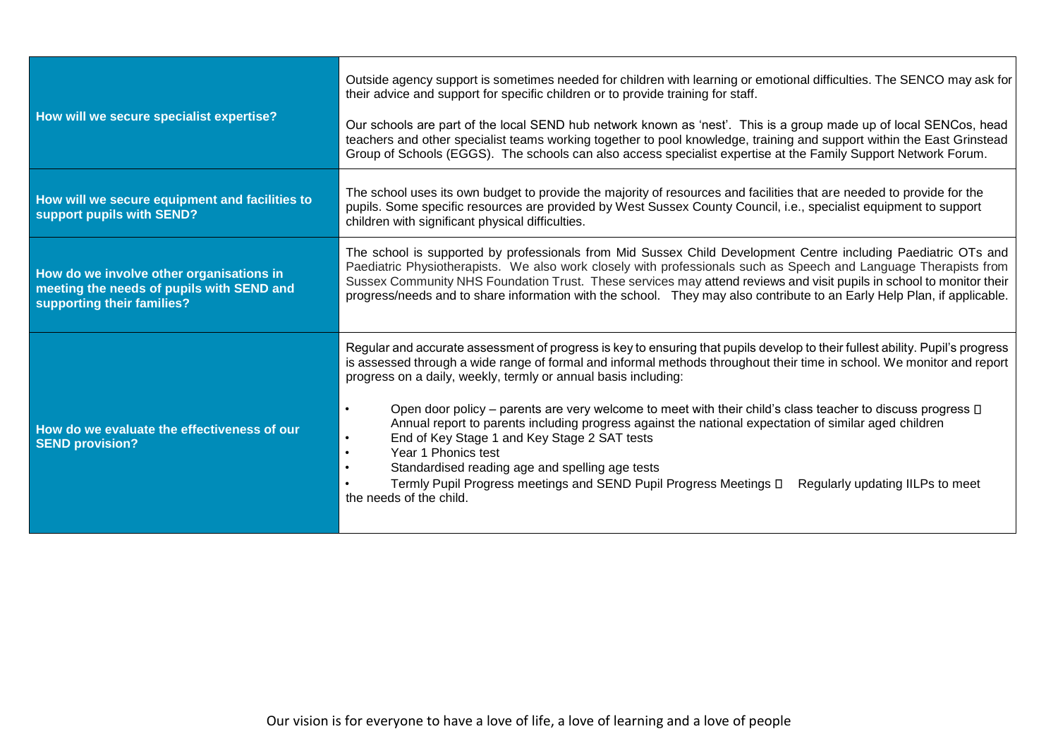| | |
|---|---|
| **How will we secure specialist expertise?** | Outside agency support is sometimes needed for children with learning or emotional difficulties. The SENCO may ask for their advice and support for specific children or to provide training for staff.<br><br>Our schools are part of the local SEND hub network known as 'nest'. This is a group made up of local SENCos, head teachers and other specialist teams working together to pool knowledge, training and support within the East Grinstead Group of Schools (EGGS). The schools can also access specialist expertise at the Family Support Network Forum. |
| **How will we secure equipment and facilities to support pupils with SEND?** | The school uses its own budget to provide the majority of resources and facilities that are needed to provide for the pupils. Some specific resources are provided by West Sussex County Council, i.e., specialist equipment to support children with significant physical difficulties. |
| **How do we involve other organisations in meeting the needs of pupils with SEND and supporting their families?** | The school is supported by professionals from Mid Sussex Child Development Centre including Paediatric OTs and Paediatric Physiotherapists. We also work closely with professionals such as Speech and Language Therapists from Sussex Community NHS Foundation Trust. These services may attend reviews and visit pupils in school to monitor their progress/needs and to share information with the school. They may also contribute to an Early Help Plan, if applicable. |
| **How do we evaluate the effectiveness of our SEND provision?** | Regular and accurate assessment of progress is key to ensuring that pupils develop to their fullest ability. Pupil's progress is assessed through a wide range of formal and informal methods throughout their time in school. We monitor and report progress on a daily, weekly, termly or annual basis including:<br><br>• Open door policy – parents are very welcome to meet with their child's class teacher to discuss progress  Annual report to parents including progress against the national expectation of similar aged children<br>• End of Key Stage 1 and Key Stage 2 SAT tests<br>• Year 1 Phonics test<br>• Standardised reading age and spelling age tests<br>• Termly Pupil Progress meetings and SEND Pupil Progress Meetings  Regularly updating IILPs to meet the needs of the child. |

Our vision is for everyone to have a love of life, a love of learning and a love of people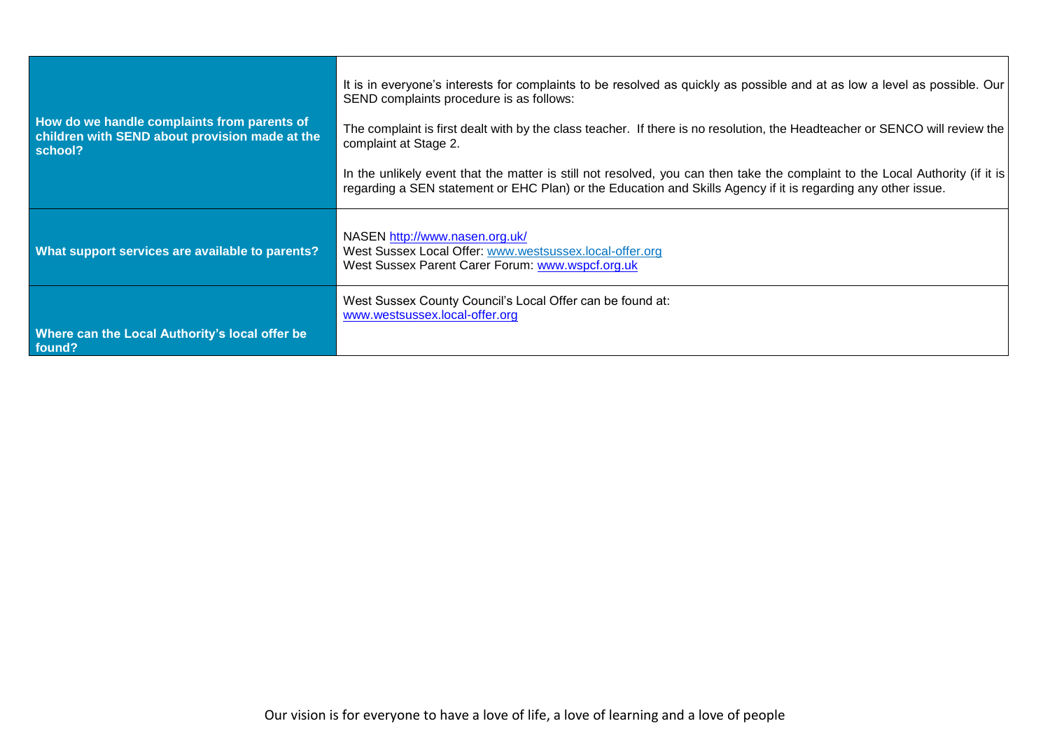| | |
|---|---|
| **How do we handle complaints from parents of children with SEND about provision made at the school?** | It is in everyone's interests for complaints to be resolved as quickly as possible and at as low a level as possible. Our SEND complaints procedure is as follows:<br><br>The complaint is first dealt with by the class teacher. If there is no resolution, the Headteacher or SENCO will review the complaint at Stage 2.<br><br>In the unlikely event that the matter is still not resolved, you can then take the complaint to the Local Authority (if it is regarding a SEN statement or EHC Plan) or the Education and Skills Agency if it is regarding any other issue. |
| **What support services are available to parents?** | NASEN http://www.nasen.org.uk/<br>West Sussex Local Offer: www.westsussex.local-offer.org<br>West Sussex Parent Carer Forum: www.wspcf.org.uk |
| **Where can the Local Authority's local offer be found?** | West Sussex County Council's Local Offer can be found at:<br>www.westsussex.local-offer.org |

Our vision is for everyone to have a love of life, a love of learning and a love of people